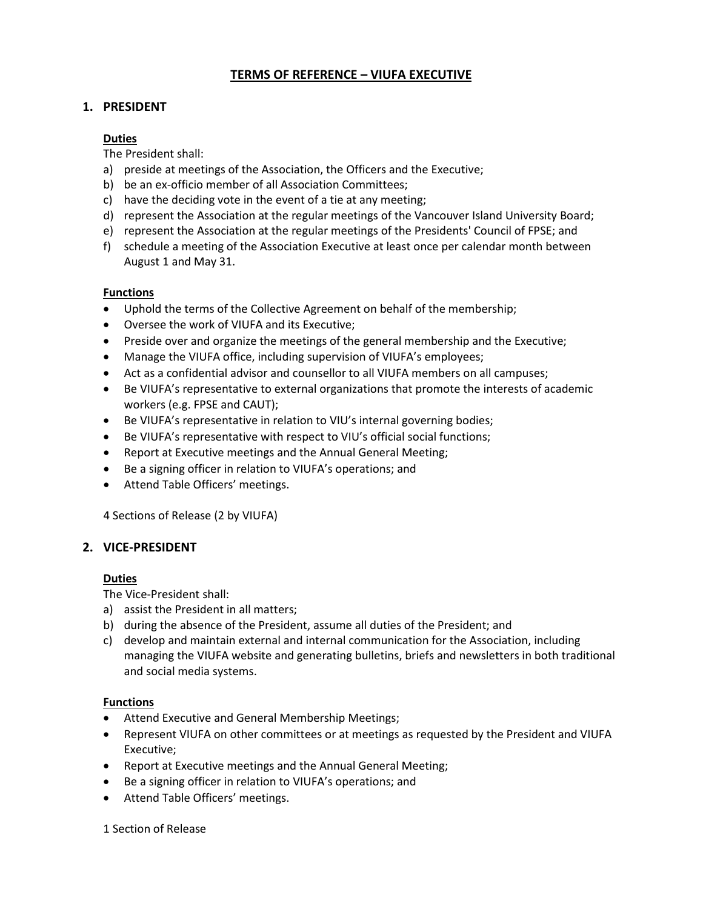# TERMS OF REFERENCE – VIUFA EXECUTIVE

## 1. PRESIDENT

### Duties

The President shall:

a) preside at meetings of the Association, the Officers and the Executive;
b) be an ex-officio member of all Association Committees;
c) have the deciding vote in the event of a tie at any meeting;
d) represent the Association at the regular meetings of the Vancouver Island University Board;
e) represent the Association at the regular meetings of the Presidents' Council of FPSE; and
f) schedule a meeting of the Association Executive at least once per calendar month between August 1 and May 31.

### Functions

- Uphold the terms of the Collective Agreement on behalf of the membership;
- Oversee the work of VIUFA and its Executive;
- Preside over and organize the meetings of the general membership and the Executive;
- Manage the VIUFA office, including supervision of VIUFA's employees;
- Act as a confidential advisor and counsellor to all VIUFA members on all campuses;
- Be VIUFA's representative to external organizations that promote the interests of academic workers (e.g. FPSE and CAUT);
- Be VIUFA's representative in relation to VIU's internal governing bodies;
- Be VIUFA's representative with respect to VIU's official social functions;
- Report at Executive meetings and the Annual General Meeting;
- Be a signing officer in relation to VIUFA's operations; and
- Attend Table Officers' meetings.

4 Sections of Release (2 by VIUFA)

## 2. VICE-PRESIDENT

### Duties

The Vice-President shall:

a) assist the President in all matters;
b) during the absence of the President, assume all duties of the President; and
c) develop and maintain external and internal communication for the Association, including managing the VIUFA website and generating bulletins, briefs and newsletters in both traditional and social media systems.

### Functions

- Attend Executive and General Membership Meetings;
- Represent VIUFA on other committees or at meetings as requested by the President and VIUFA Executive;
- Report at Executive meetings and the Annual General Meeting;
- Be a signing officer in relation to VIUFA's operations; and
- Attend Table Officers' meetings.

1 Section of Release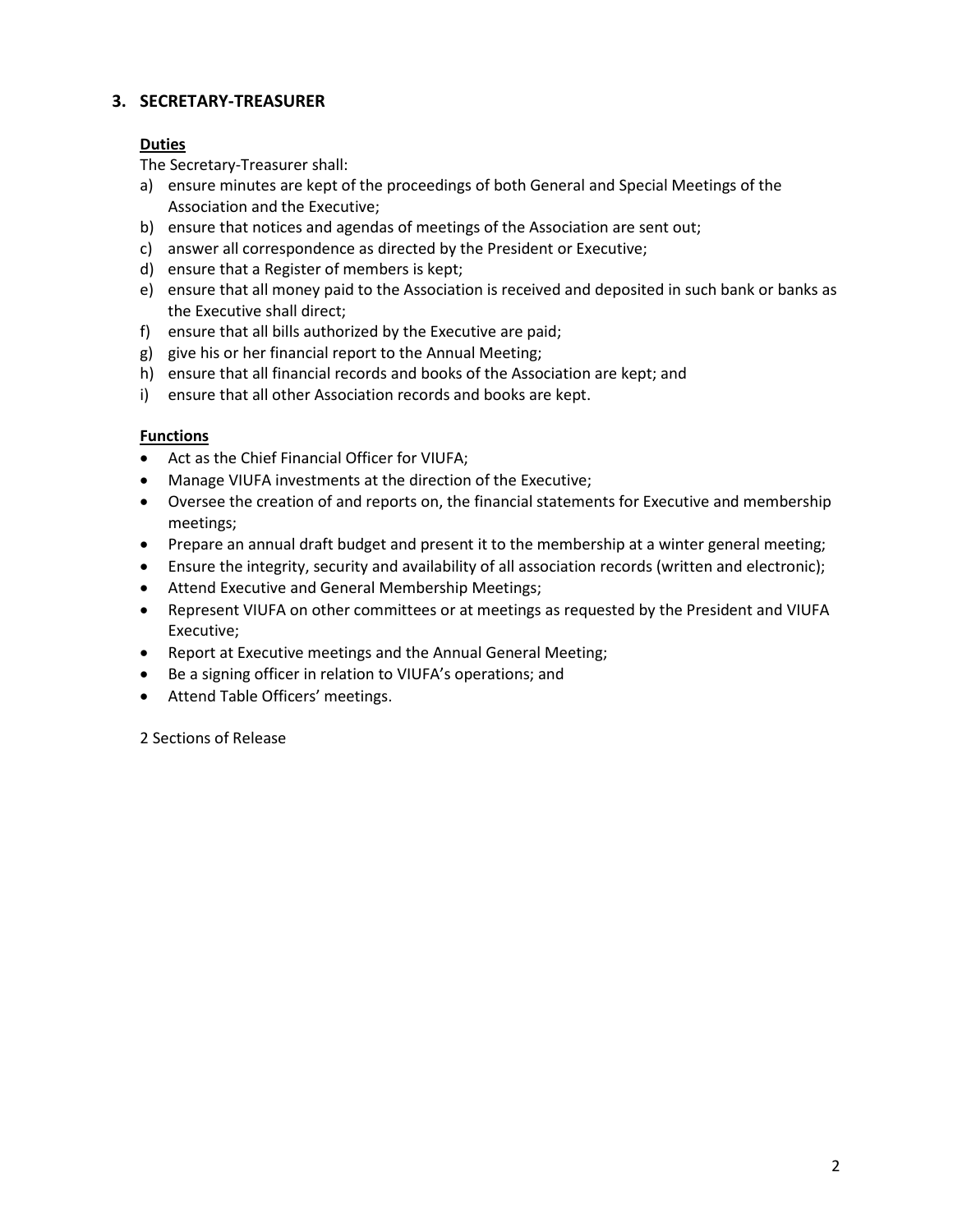## 3. SECRETARY-TREASURER

**Duties**

The Secretary-Treasurer shall:

a) ensure minutes are kept of the proceedings of both General and Special Meetings of the Association and the Executive;
b) ensure that notices and agendas of meetings of the Association are sent out;
c) answer all correspondence as directed by the President or Executive;
d) ensure that a Register of members is kept;
e) ensure that all money paid to the Association is received and deposited in such bank or banks as the Executive shall direct;
f) ensure that all bills authorized by the Executive are paid;
g) give his or her financial report to the Annual Meeting;
h) ensure that all financial records and books of the Association are kept; and
i) ensure that all other Association records and books are kept.

**Functions**

- Act as the Chief Financial Officer for VIUFA;
- Manage VIUFA investments at the direction of the Executive;
- Oversee the creation of and reports on, the financial statements for Executive and membership meetings;
- Prepare an annual draft budget and present it to the membership at a winter general meeting;
- Ensure the integrity, security and availability of all association records (written and electronic);
- Attend Executive and General Membership Meetings;
- Represent VIUFA on other committees or at meetings as requested by the President and VIUFA Executive;
- Report at Executive meetings and the Annual General Meeting;
- Be a signing officer in relation to VIUFA's operations; and
- Attend Table Officers' meetings.

2 Sections of Release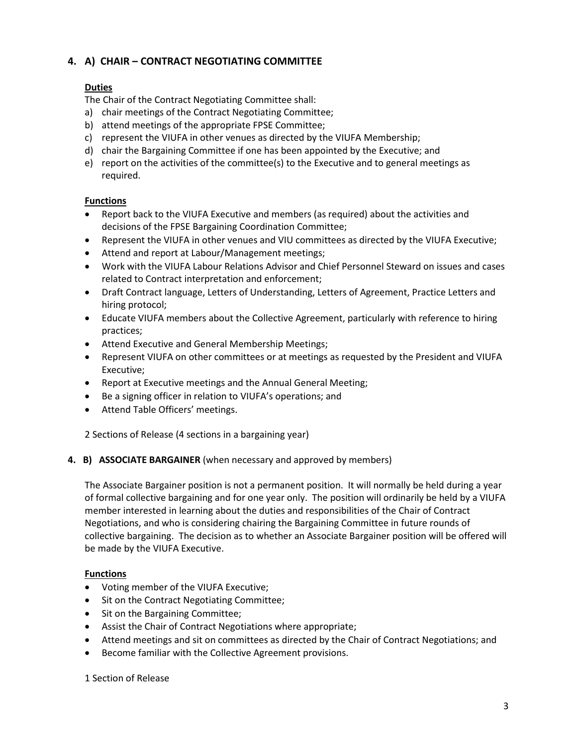## 4. A) CHAIR – CONTRACT NEGOTIATING COMMITTEE

**Duties**

The Chair of the Contract Negotiating Committee shall:

a) chair meetings of the Contract Negotiating Committee;
b) attend meetings of the appropriate FPSE Committee;
c) represent the VIUFA in other venues as directed by the VIUFA Membership;
d) chair the Bargaining Committee if one has been appointed by the Executive; and
e) report on the activities of the committee(s) to the Executive and to general meetings as required.

**Functions**

- Report back to the VIUFA Executive and members (as required) about the activities and decisions of the FPSE Bargaining Coordination Committee;
- Represent the VIUFA in other venues and VIU committees as directed by the VIUFA Executive;
- Attend and report at Labour/Management meetings;
- Work with the VIUFA Labour Relations Advisor and Chief Personnel Steward on issues and cases related to Contract interpretation and enforcement;
- Draft Contract language, Letters of Understanding, Letters of Agreement, Practice Letters and hiring protocol;
- Educate VIUFA members about the Collective Agreement, particularly with reference to hiring practices;
- Attend Executive and General Membership Meetings;
- Represent VIUFA on other committees or at meetings as requested by the President and VIUFA Executive;
- Report at Executive meetings and the Annual General Meeting;
- Be a signing officer in relation to VIUFA's operations; and
- Attend Table Officers' meetings.

2 Sections of Release (4 sections in a bargaining year)

## 4. B) ASSOCIATE BARGAINER (when necessary and approved by members)

The Associate Bargainer position is not a permanent position. It will normally be held during a year of formal collective bargaining and for one year only. The position will ordinarily be held by a VIUFA member interested in learning about the duties and responsibilities of the Chair of Contract Negotiations, and who is considering chairing the Bargaining Committee in future rounds of collective bargaining. The decision as to whether an Associate Bargainer position will be offered will be made by the VIUFA Executive.

**Functions**

- Voting member of the VIUFA Executive;
- Sit on the Contract Negotiating Committee;
- Sit on the Bargaining Committee;
- Assist the Chair of Contract Negotiations where appropriate;
- Attend meetings and sit on committees as directed by the Chair of Contract Negotiations; and
- Become familiar with the Collective Agreement provisions.

1 Section of Release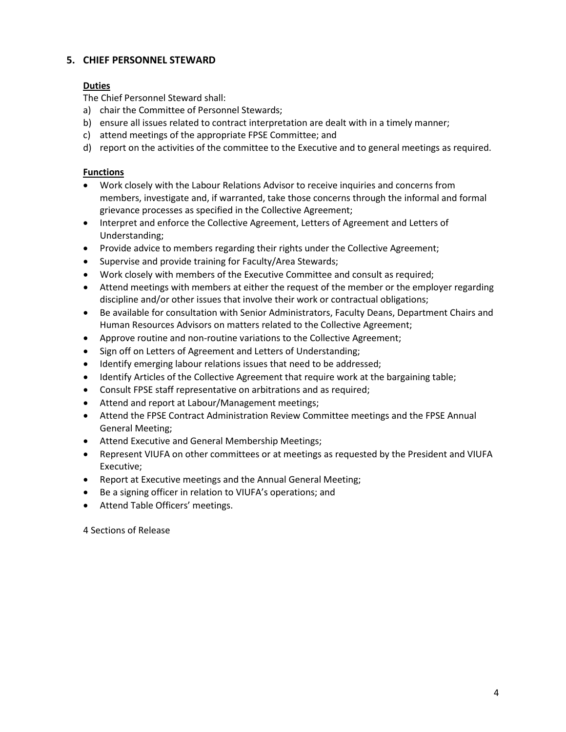## 5. CHIEF PERSONNEL STEWARD

**Duties**

The Chief Personnel Steward shall:

a) chair the Committee of Personnel Stewards;
b) ensure all issues related to contract interpretation are dealt with in a timely manner;
c) attend meetings of the appropriate FPSE Committee; and
d) report on the activities of the committee to the Executive and to general meetings as required.

**Functions**

- Work closely with the Labour Relations Advisor to receive inquiries and concerns from members, investigate and, if warranted, take those concerns through the informal and formal grievance processes as specified in the Collective Agreement;
- Interpret and enforce the Collective Agreement, Letters of Agreement and Letters of Understanding;
- Provide advice to members regarding their rights under the Collective Agreement;
- Supervise and provide training for Faculty/Area Stewards;
- Work closely with members of the Executive Committee and consult as required;
- Attend meetings with members at either the request of the member or the employer regarding discipline and/or other issues that involve their work or contractual obligations;
- Be available for consultation with Senior Administrators, Faculty Deans, Department Chairs and Human Resources Advisors on matters related to the Collective Agreement;
- Approve routine and non-routine variations to the Collective Agreement;
- Sign off on Letters of Agreement and Letters of Understanding;
- Identify emerging labour relations issues that need to be addressed;
- Identify Articles of the Collective Agreement that require work at the bargaining table;
- Consult FPSE staff representative on arbitrations and as required;
- Attend and report at Labour/Management meetings;
- Attend the FPSE Contract Administration Review Committee meetings and the FPSE Annual General Meeting;
- Attend Executive and General Membership Meetings;
- Represent VIUFA on other committees or at meetings as requested by the President and VIUFA Executive;
- Report at Executive meetings and the Annual General Meeting;
- Be a signing officer in relation to VIUFA's operations; and
- Attend Table Officers' meetings.

4 Sections of Release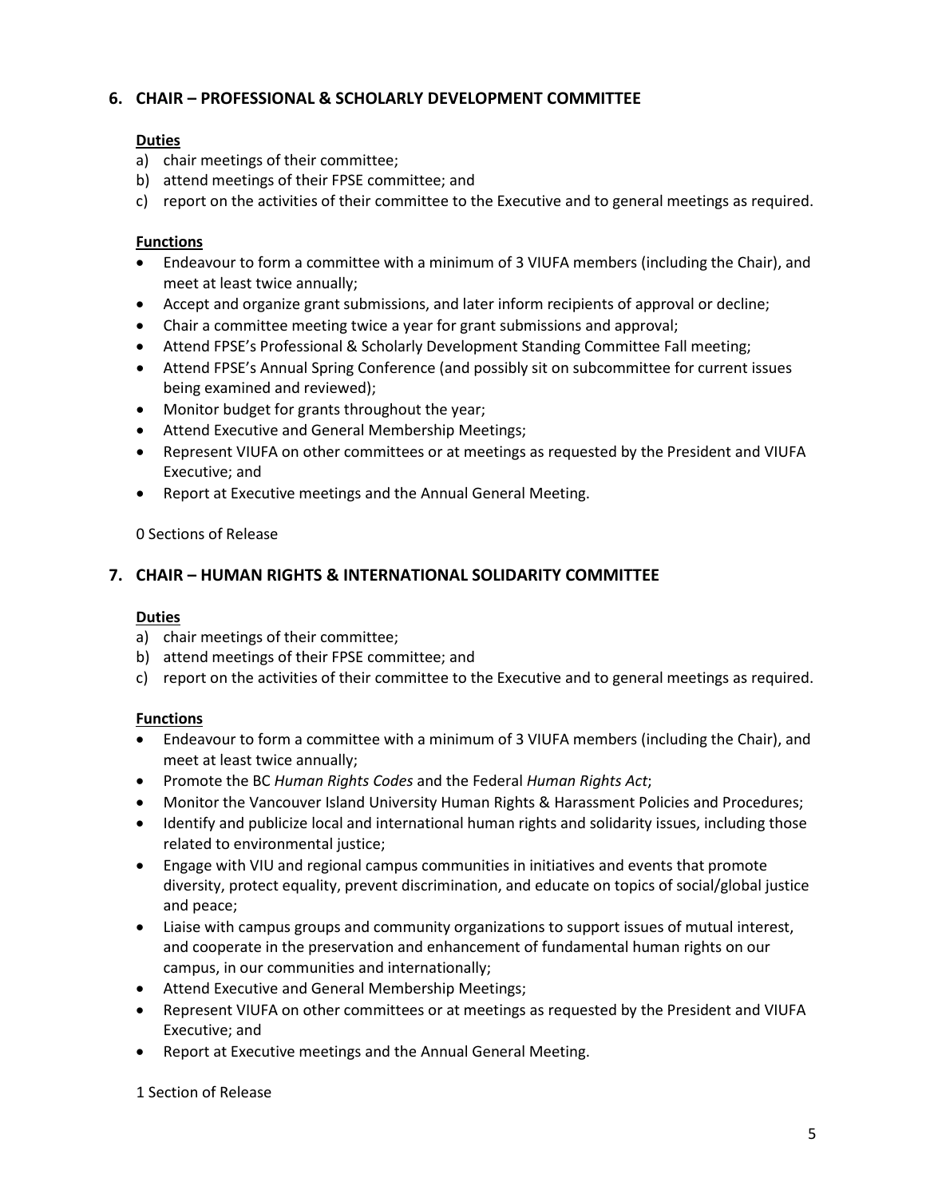## 6. CHAIR – PROFESSIONAL & SCHOLARLY DEVELOPMENT COMMITTEE

**Duties**

a) chair meetings of their committee;
b) attend meetings of their FPSE committee; and
c) report on the activities of their committee to the Executive and to general meetings as required.

**Functions**

- Endeavour to form a committee with a minimum of 3 VIUFA members (including the Chair), and meet at least twice annually;
- Accept and organize grant submissions, and later inform recipients of approval or decline;
- Chair a committee meeting twice a year for grant submissions and approval;
- Attend FPSE's Professional & Scholarly Development Standing Committee Fall meeting;
- Attend FPSE's Annual Spring Conference (and possibly sit on subcommittee for current issues being examined and reviewed);
- Monitor budget for grants throughout the year;
- Attend Executive and General Membership Meetings;
- Represent VIUFA on other committees or at meetings as requested by the President and VIUFA Executive; and
- Report at Executive meetings and the Annual General Meeting.

0 Sections of Release

## 7. CHAIR – HUMAN RIGHTS & INTERNATIONAL SOLIDARITY COMMITTEE

**Duties**

a) chair meetings of their committee;
b) attend meetings of their FPSE committee; and
c) report on the activities of their committee to the Executive and to general meetings as required.

**Functions**

- Endeavour to form a committee with a minimum of 3 VIUFA members (including the Chair), and meet at least twice annually;
- Promote the BC *Human Rights Codes* and the Federal *Human Rights Act*;
- Monitor the Vancouver Island University Human Rights & Harassment Policies and Procedures;
- Identify and publicize local and international human rights and solidarity issues, including those related to environmental justice;
- Engage with VIU and regional campus communities in initiatives and events that promote diversity, protect equality, prevent discrimination, and educate on topics of social/global justice and peace;
- Liaise with campus groups and community organizations to support issues of mutual interest, and cooperate in the preservation and enhancement of fundamental human rights on our campus, in our communities and internationally;
- Attend Executive and General Membership Meetings;
- Represent VIUFA on other committees or at meetings as requested by the President and VIUFA Executive; and
- Report at Executive meetings and the Annual General Meeting.

1 Section of Release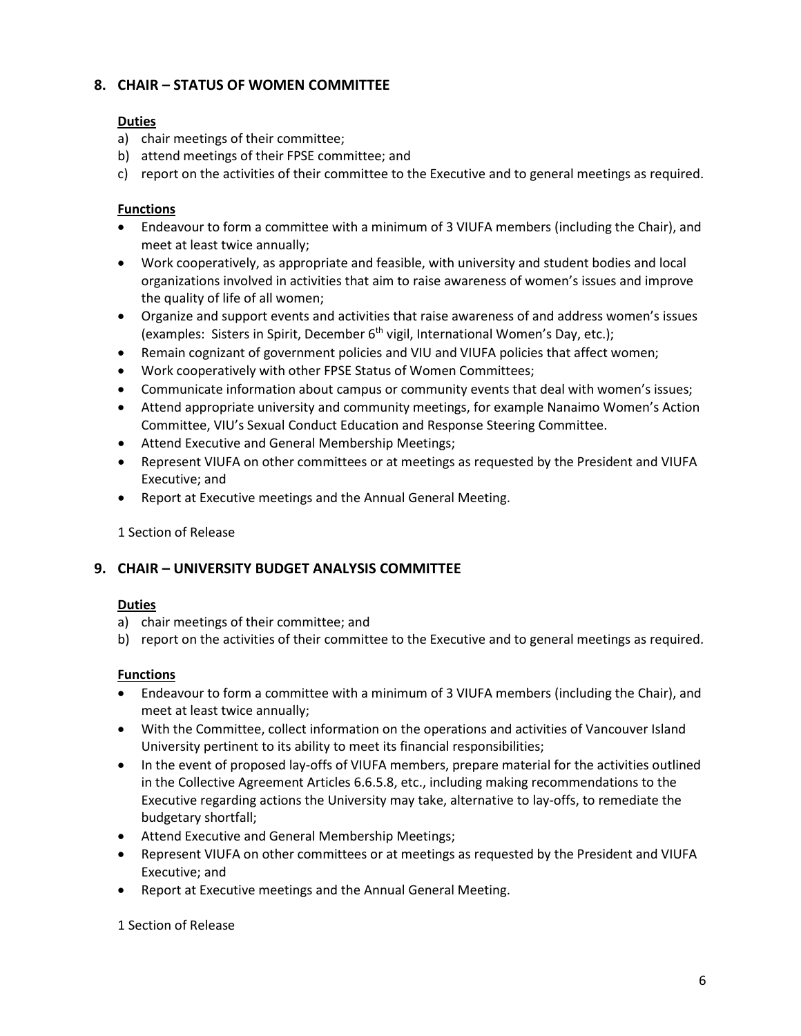## 8. CHAIR – STATUS OF WOMEN COMMITTEE

**Duties**

a) chair meetings of their committee;
b) attend meetings of their FPSE committee; and
c) report on the activities of their committee to the Executive and to general meetings as required.

**Functions**

- Endeavour to form a committee with a minimum of 3 VIUFA members (including the Chair), and meet at least twice annually;
- Work cooperatively, as appropriate and feasible, with university and student bodies and local organizations involved in activities that aim to raise awareness of women's issues and improve the quality of life of all women;
- Organize and support events and activities that raise awareness of and address women's issues (examples: Sisters in Spirit, December 6th vigil, International Women's Day, etc.);
- Remain cognizant of government policies and VIU and VIUFA policies that affect women;
- Work cooperatively with other FPSE Status of Women Committees;
- Communicate information about campus or community events that deal with women's issues;
- Attend appropriate university and community meetings, for example Nanaimo Women's Action Committee, VIU's Sexual Conduct Education and Response Steering Committee.
- Attend Executive and General Membership Meetings;
- Represent VIUFA on other committees or at meetings as requested by the President and VIUFA Executive; and
- Report at Executive meetings and the Annual General Meeting.

1 Section of Release

## 9. CHAIR – UNIVERSITY BUDGET ANALYSIS COMMITTEE

**Duties**

a) chair meetings of their committee; and
b) report on the activities of their committee to the Executive and to general meetings as required.

**Functions**

- Endeavour to form a committee with a minimum of 3 VIUFA members (including the Chair), and meet at least twice annually;
- With the Committee, collect information on the operations and activities of Vancouver Island University pertinent to its ability to meet its financial responsibilities;
- In the event of proposed lay-offs of VIUFA members, prepare material for the activities outlined in the Collective Agreement Articles 6.6.5.8, etc., including making recommendations to the Executive regarding actions the University may take, alternative to lay-offs, to remediate the budgetary shortfall;
- Attend Executive and General Membership Meetings;
- Represent VIUFA on other committees or at meetings as requested by the President and VIUFA Executive; and
- Report at Executive meetings and the Annual General Meeting.

1 Section of Release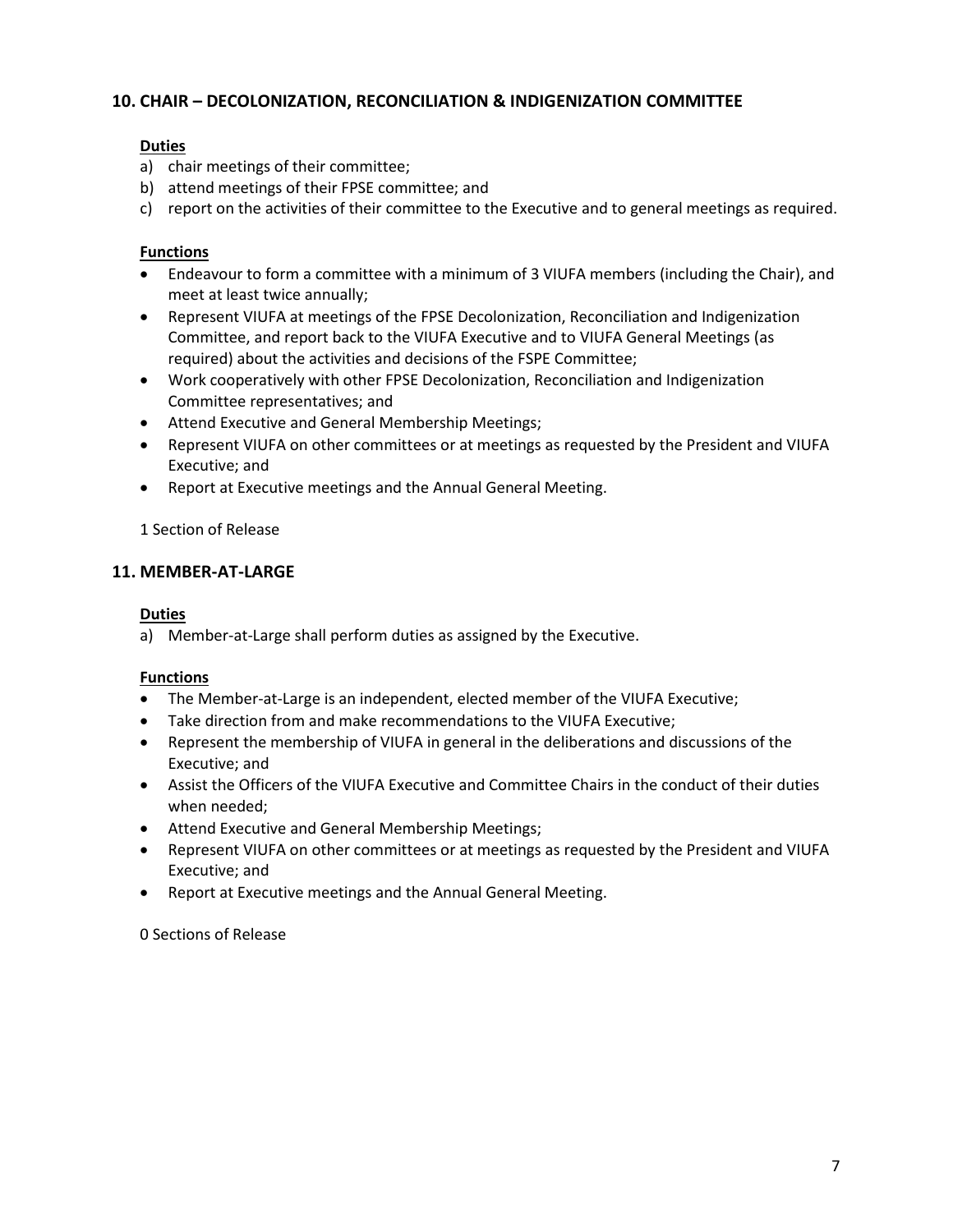## 10. CHAIR – DECOLONIZATION, RECONCILIATION & INDIGENIZATION COMMITTEE

**Duties**

a) chair meetings of their committee;
b) attend meetings of their FPSE committee; and
c) report on the activities of their committee to the Executive and to general meetings as required.

**Functions**

- Endeavour to form a committee with a minimum of 3 VIUFA members (including the Chair), and meet at least twice annually;
- Represent VIUFA at meetings of the FPSE Decolonization, Reconciliation and Indigenization Committee, and report back to the VIUFA Executive and to VIUFA General Meetings (as required) about the activities and decisions of the FSPE Committee;
- Work cooperatively with other FPSE Decolonization, Reconciliation and Indigenization Committee representatives; and
- Attend Executive and General Membership Meetings;
- Represent VIUFA on other committees or at meetings as requested by the President and VIUFA Executive; and
- Report at Executive meetings and the Annual General Meeting.

1 Section of Release

## 11. MEMBER-AT-LARGE

**Duties**

a) Member-at-Large shall perform duties as assigned by the Executive.

**Functions**

- The Member-at-Large is an independent, elected member of the VIUFA Executive;
- Take direction from and make recommendations to the VIUFA Executive;
- Represent the membership of VIUFA in general in the deliberations and discussions of the Executive; and
- Assist the Officers of the VIUFA Executive and Committee Chairs in the conduct of their duties when needed;
- Attend Executive and General Membership Meetings;
- Represent VIUFA on other committees or at meetings as requested by the President and VIUFA Executive; and
- Report at Executive meetings and the Annual General Meeting.

0 Sections of Release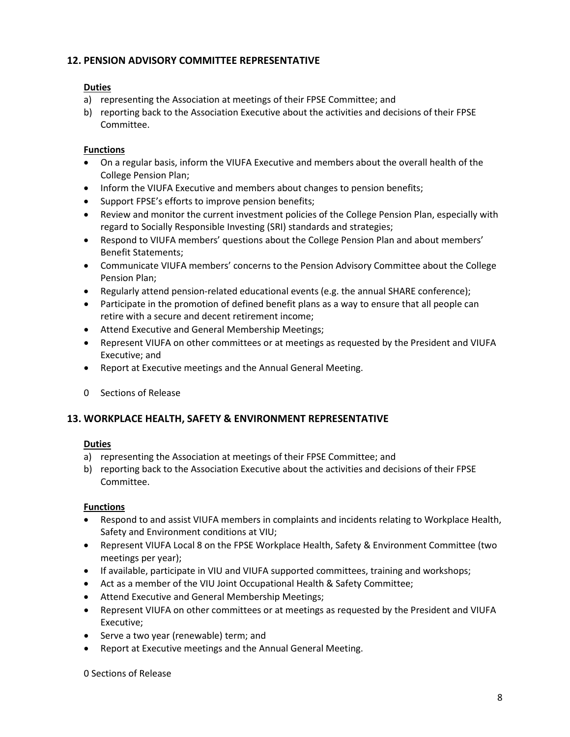## 12. PENSION ADVISORY COMMITTEE REPRESENTATIVE

**Duties**

a) representing the Association at meetings of their FPSE Committee; and
b) reporting back to the Association Executive about the activities and decisions of their FPSE Committee.

**Functions**

- On a regular basis, inform the VIUFA Executive and members about the overall health of the College Pension Plan;
- Inform the VIUFA Executive and members about changes to pension benefits;
- Support FPSE's efforts to improve pension benefits;
- Review and monitor the current investment policies of the College Pension Plan, especially with regard to Socially Responsible Investing (SRI) standards and strategies;
- Respond to VIUFA members' questions about the College Pension Plan and about members' Benefit Statements;
- Communicate VIUFA members' concerns to the Pension Advisory Committee about the College Pension Plan;
- Regularly attend pension-related educational events (e.g. the annual SHARE conference);
- Participate in the promotion of defined benefit plans as a way to ensure that all people can retire with a secure and decent retirement income;
- Attend Executive and General Membership Meetings;
- Represent VIUFA on other committees or at meetings as requested by the President and VIUFA Executive; and
- Report at Executive meetings and the Annual General Meeting.

0 Sections of Release

## 13. WORKPLACE HEALTH, SAFETY & ENVIRONMENT REPRESENTATIVE

**Duties**

a) representing the Association at meetings of their FPSE Committee; and
b) reporting back to the Association Executive about the activities and decisions of their FPSE Committee.

**Functions**

- Respond to and assist VIUFA members in complaints and incidents relating to Workplace Health, Safety and Environment conditions at VIU;
- Represent VIUFA Local 8 on the FPSE Workplace Health, Safety & Environment Committee (two meetings per year);
- If available, participate in VIU and VIUFA supported committees, training and workshops;
- Act as a member of the VIU Joint Occupational Health & Safety Committee;
- Attend Executive and General Membership Meetings;
- Represent VIUFA on other committees or at meetings as requested by the President and VIUFA Executive;
- Serve a two year (renewable) term; and
- Report at Executive meetings and the Annual General Meeting.

0 Sections of Release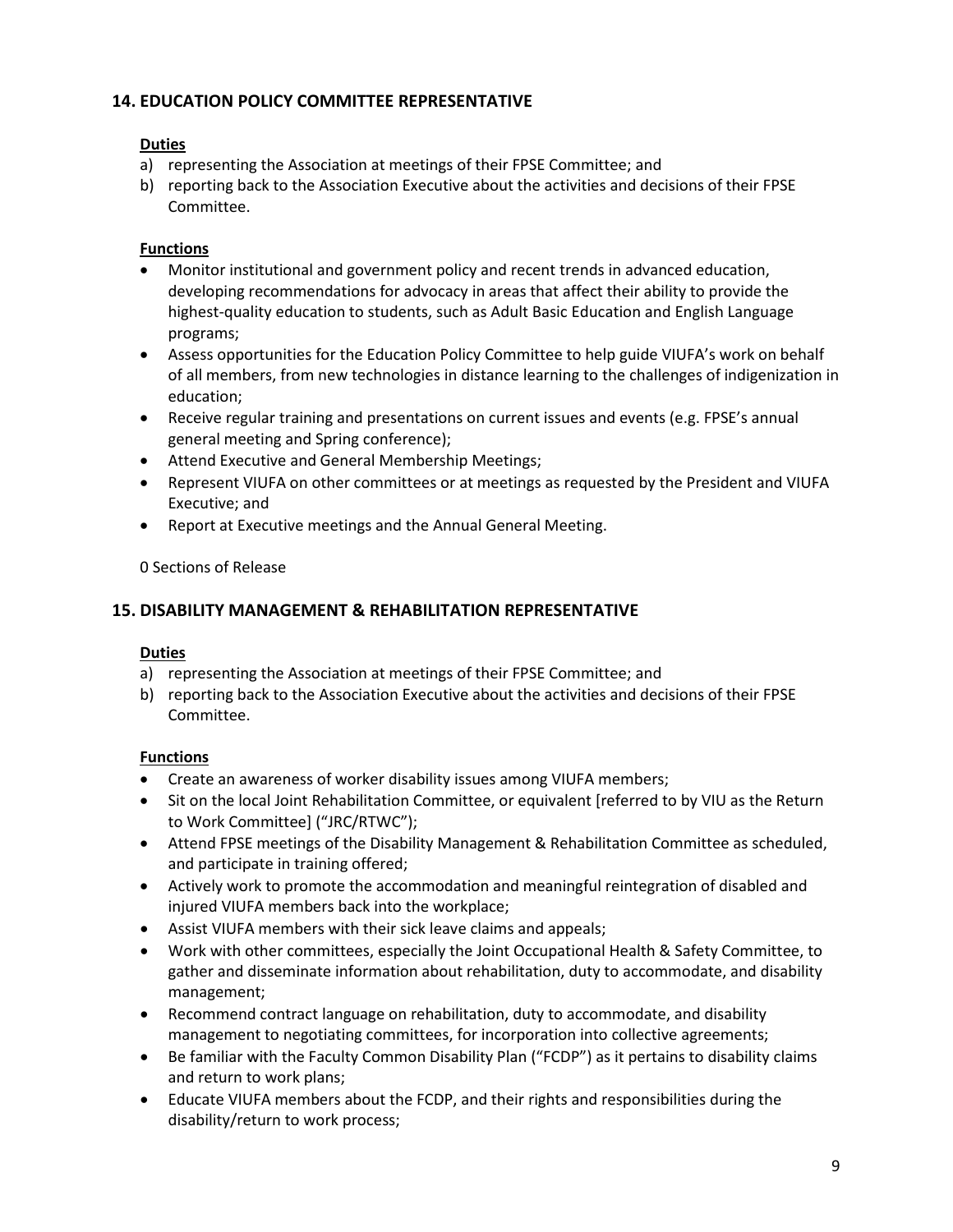## 14. EDUCATION POLICY COMMITTEE REPRESENTATIVE

**Duties**

a) representing the Association at meetings of their FPSE Committee; and
b) reporting back to the Association Executive about the activities and decisions of their FPSE Committee.

**Functions**

- Monitor institutional and government policy and recent trends in advanced education, developing recommendations for advocacy in areas that affect their ability to provide the highest-quality education to students, such as Adult Basic Education and English Language programs;
- Assess opportunities for the Education Policy Committee to help guide VIUFA's work on behalf of all members, from new technologies in distance learning to the challenges of indigenization in education;
- Receive regular training and presentations on current issues and events (e.g. FPSE's annual general meeting and Spring conference);
- Attend Executive and General Membership Meetings;
- Represent VIUFA on other committees or at meetings as requested by the President and VIUFA Executive; and
- Report at Executive meetings and the Annual General Meeting.

0 Sections of Release

## 15. DISABILITY MANAGEMENT & REHABILITATION REPRESENTATIVE

**Duties**

a) representing the Association at meetings of their FPSE Committee; and
b) reporting back to the Association Executive about the activities and decisions of their FPSE Committee.

**Functions**

- Create an awareness of worker disability issues among VIUFA members;
- Sit on the local Joint Rehabilitation Committee, or equivalent [referred to by VIU as the Return to Work Committee] ("JRC/RTWC");
- Attend FPSE meetings of the Disability Management & Rehabilitation Committee as scheduled, and participate in training offered;
- Actively work to promote the accommodation and meaningful reintegration of disabled and injured VIUFA members back into the workplace;
- Assist VIUFA members with their sick leave claims and appeals;
- Work with other committees, especially the Joint Occupational Health & Safety Committee, to gather and disseminate information about rehabilitation, duty to accommodate, and disability management;
- Recommend contract language on rehabilitation, duty to accommodate, and disability management to negotiating committees, for incorporation into collective agreements;
- Be familiar with the Faculty Common Disability Plan ("FCDP") as it pertains to disability claims and return to work plans;
- Educate VIUFA members about the FCDP, and their rights and responsibilities during the disability/return to work process;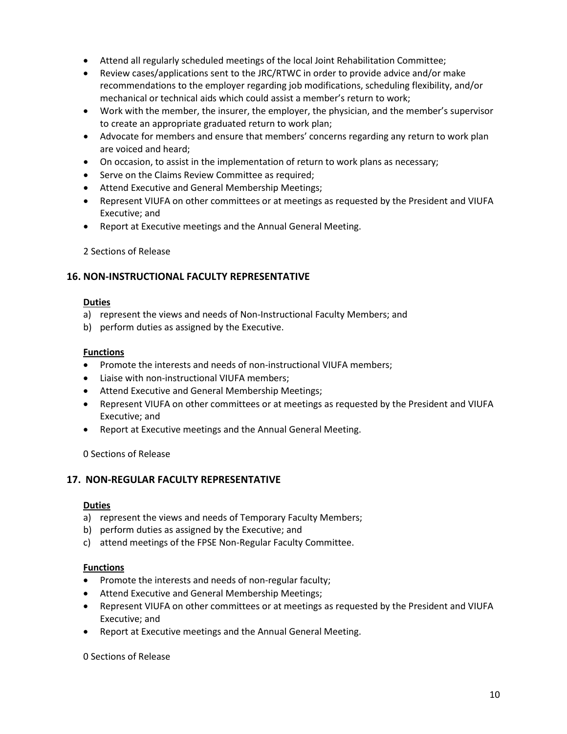- Attend all regularly scheduled meetings of the local Joint Rehabilitation Committee;
- Review cases/applications sent to the JRC/RTWC in order to provide advice and/or make recommendations to the employer regarding job modifications, scheduling flexibility, and/or mechanical or technical aids which could assist a member's return to work;
- Work with the member, the insurer, the employer, the physician, and the member's supervisor to create an appropriate graduated return to work plan;
- Advocate for members and ensure that members' concerns regarding any return to work plan are voiced and heard;
- On occasion, to assist in the implementation of return to work plans as necessary;
- Serve on the Claims Review Committee as required;
- Attend Executive and General Membership Meetings;
- Represent VIUFA on other committees or at meetings as requested by the President and VIUFA Executive; and
- Report at Executive meetings and the Annual General Meeting.

2 Sections of Release

## 16. NON-INSTRUCTIONAL FACULTY REPRESENTATIVE

**Duties**

a) represent the views and needs of Non-Instructional Faculty Members; and
b) perform duties as assigned by the Executive.

**Functions**

- Promote the interests and needs of non-instructional VIUFA members;
- Liaise with non-instructional VIUFA members;
- Attend Executive and General Membership Meetings;
- Represent VIUFA on other committees or at meetings as requested by the President and VIUFA Executive; and
- Report at Executive meetings and the Annual General Meeting.

0 Sections of Release

## 17. NON-REGULAR FACULTY REPRESENTATIVE

**Duties**

a) represent the views and needs of Temporary Faculty Members;
b) perform duties as assigned by the Executive; and
c) attend meetings of the FPSE Non-Regular Faculty Committee.

**Functions**

- Promote the interests and needs of non-regular faculty;
- Attend Executive and General Membership Meetings;
- Represent VIUFA on other committees or at meetings as requested by the President and VIUFA Executive; and
- Report at Executive meetings and the Annual General Meeting.

0 Sections of Release